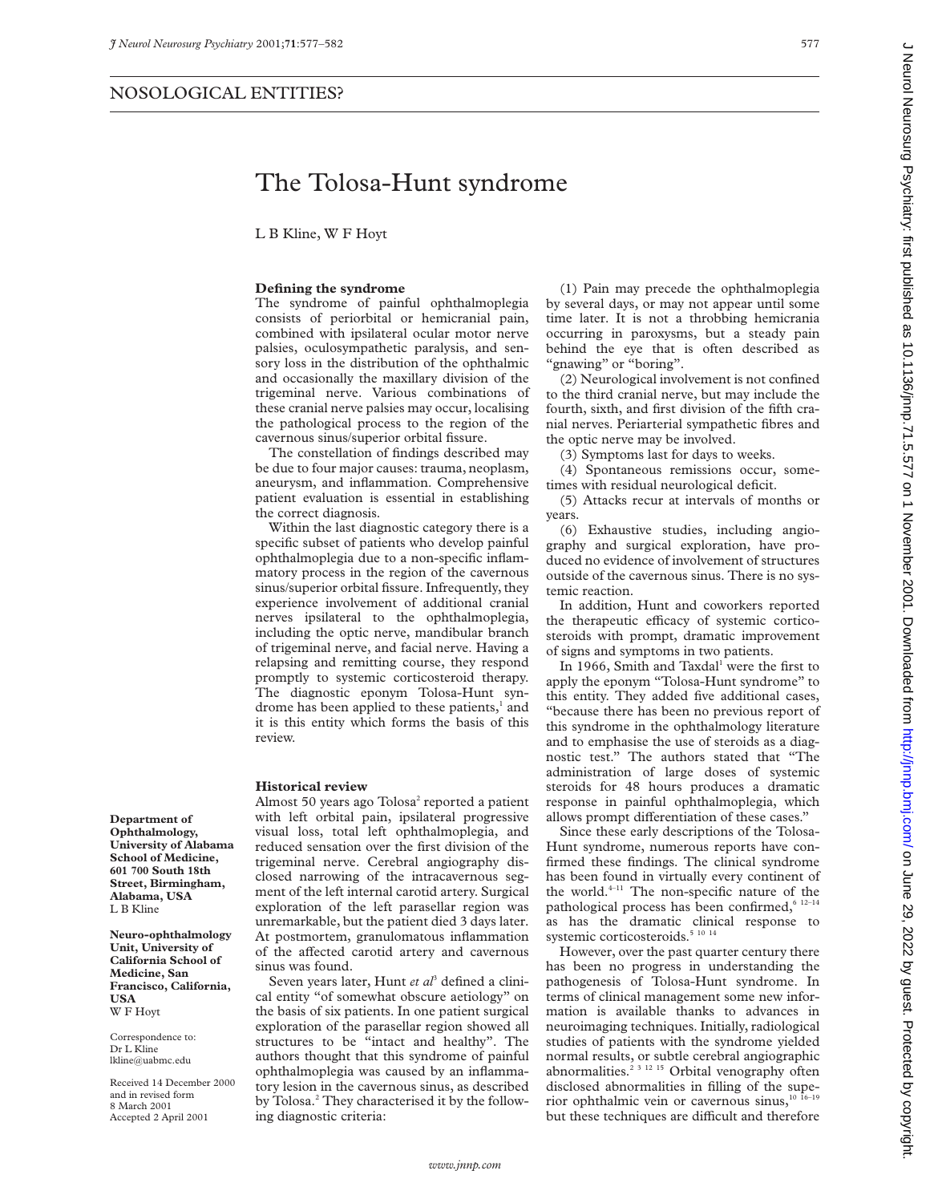NOSOLOGICAL ENTITIES?

# The Tolosa-Hunt syndrome

L B Kline, W F Hoyt

**Department of Ophthalmology, University of Alabama School of Medicine, 601 700 South 18th Street, Birmingham, Alabama, USA**
L B Kline

**Neuro-ophthalmology Unit, University of California School of Medicine, San Francisco, California, USA**
W F Hoyt

Correspondence to: Dr L Kline lkline@uabmc.edu

Received 14 December 2000 and in revised form 8 March 2001
Accepted 2 April 2001

## Defining the syndrome

The syndrome of painful ophthalmoplegia consists of periorbital or hemicranial pain, combined with ipsilateral ocular motor nerve palsies, oculosympathetic paralysis, and sensory loss in the distribution of the ophthalmic and occasionally the maxillary division of the trigeminal nerve. Various combinations of these cranial nerve palsies may occur, localising the pathological process to the region of the cavernous sinus/superior orbital fissure.

The constellation of findings described may be due to four major causes: trauma, neoplasm, aneurysm, and inflammation. Comprehensive patient evaluation is essential in establishing the correct diagnosis.

Within the last diagnostic category there is a specific subset of patients who develop painful ophthalmoplegia due to a non-specific inflammatory process in the region of the cavernous sinus/superior orbital fissure. Infrequently, they experience involvement of additional cranial nerves ipsilateral to the ophthalmoplegia, including the optic nerve, mandibular branch of trigeminal nerve, and facial nerve. Having a relapsing and remitting course, they respond promptly to systemic corticosteroid therapy. The diagnostic eponym Tolosa-Hunt syndrome has been applied to these patients,[1] and it is this entity which forms the basis of this review.

## Historical review

Almost 50 years ago Tolosa[2] reported a patient with left orbital pain, ipsilateral progressive visual loss, total left ophthalmoplegia, and reduced sensation over the first division of the trigeminal nerve. Cerebral angiography disclosed narrowing of the intracavernous segment of the left internal carotid artery. Surgical exploration of the left parasellar region was unremarkable, but the patient died 3 days later. At postmortem, granulomatous inflammation of the affected carotid artery and cavernous sinus was found.

Seven years later, Hunt *et al*[3] defined a clinical entity "of somewhat obscure aetiology" on the basis of six patients. In one patient surgical exploration of the parasellar region showed all structures to be "intact and healthy". The authors thought that this syndrome of painful ophthalmoplegia was caused by an inflammatory lesion in the cavernous sinus, as described by Tolosa.[2] They characterised it by the following diagnostic criteria:

(1) Pain may precede the ophthalmoplegia by several days, or may not appear until some time later. It is not a throbbing hemicrania occurring in paroxysms, but a steady pain behind the eye that is often described as "gnawing" or "boring".

(2) Neurological involvement is not confined to the third cranial nerve, but may include the fourth, sixth, and first division of the fifth cranial nerves. Periarterial sympathetic fibres and the optic nerve may be involved.

(3) Symptoms last for days to weeks.

(4) Spontaneous remissions occur, sometimes with residual neurological deficit.

(5) Attacks recur at intervals of months or years.

(6) Exhaustive studies, including angiography and surgical exploration, have produced no evidence of involvement of structures outside of the cavernous sinus. There is no systemic reaction.

In addition, Hunt and coworkers reported the therapeutic efficacy of systemic corticosteroids with prompt, dramatic improvement of signs and symptoms in two patients.

In 1966, Smith and Taxdal[1] were the first to apply the eponym "Tolosa-Hunt syndrome" to this entity. They added five additional cases, "because there has been no previous report of this syndrome in the ophthalmology literature and to emphasise the use of steroids as a diagnostic test." The authors stated that "The administration of large doses of systemic steroids for 48 hours produces a dramatic response in painful ophthalmoplegia, which allows prompt differentiation of these cases."

Since these early descriptions of the Tolosa-Hunt syndrome, numerous reports have confirmed these findings. The clinical syndrome has been found in virtually every continent of the world.[4–11] The non-specific nature of the pathological process has been confirmed,[6 12–14] as has the dramatic clinical response to systemic corticosteroids.[5 10 14]

However, over the past quarter century there has been no progress in understanding the pathogenesis of Tolosa-Hunt syndrome. In terms of clinical management some new information is available thanks to advances in neuroimaging techniques. Initially, radiological studies of patients with the syndrome yielded normal results, or subtle cerebral angiographic abnormalities.[2 3 12 15] Orbital venography often disclosed abnormalities in filling of the superior ophthalmic vein or cavernous sinus,[10 16–19] but these techniques are difficult and therefore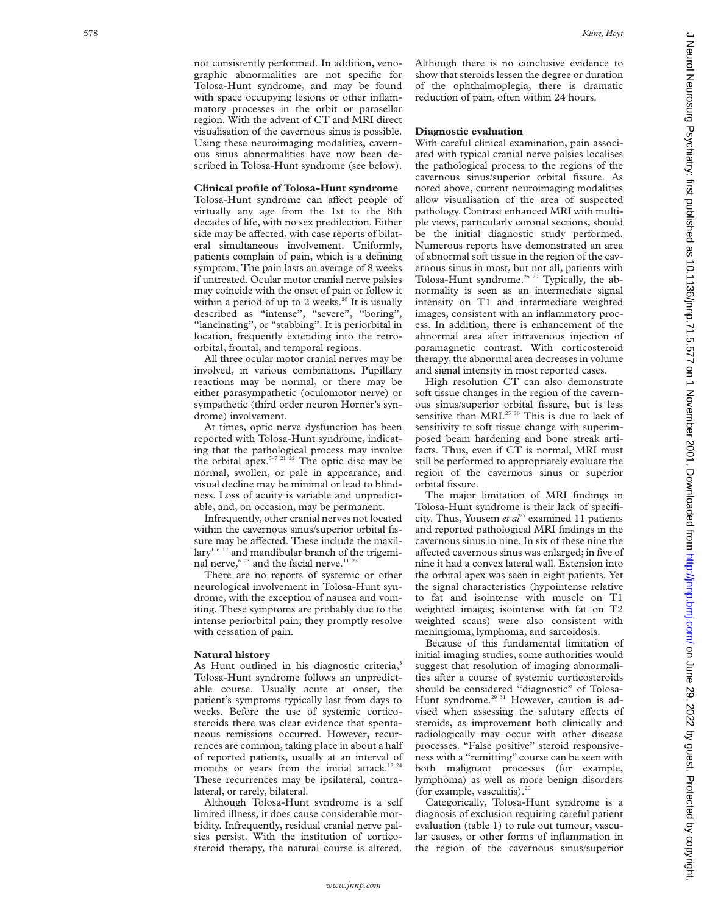not consistently performed. In addition, venographic abnormalities are not specific for Tolosa-Hunt syndrome, and may be found with space occupying lesions or other inflammatory processes in the orbit or parasellar region. With the advent of CT and MRI direct visualisation of the cavernous sinus is possible. Using these neuroimaging modalities, cavernous sinus abnormalities have now been described in Tolosa-Hunt syndrome (see below).

**Clinical profile of Tolosa-Hunt syndrome**

Tolosa-Hunt syndrome can affect people of virtually any age from the 1st to the 8th decades of life, with no sex predilection. Either side may be affected, with case reports of bilateral simultaneous involvement. Uniformly, patients complain of pain, which is a defining symptom. The pain lasts an average of 8 weeks if untreated. Ocular motor cranial nerve palsies may coincide with the onset of pain or follow it within a period of up to 2 weeks.[20] It is usually described as "intense", "severe", "boring", "lancinating", or "stabbing". It is periorbital in location, frequently extending into the retro-orbital, frontal, and temporal regions.

All three ocular motor cranial nerves may be involved, in various combinations. Pupillary reactions may be normal, or there may be either parasympathetic (oculomotor nerve) or sympathetic (third order neuron Horner's syndrome) involvement.

At times, optic nerve dysfunction has been reported with Tolosa-Hunt syndrome, indicating that the pathological process may involve the orbital apex.[5–7 21 22] The optic disc may be normal, swollen, or pale in appearance, and visual decline may be minimal or lead to blindness. Loss of acuity is variable and unpredictable, and, on occasion, may be permanent.

Infrequently, other cranial nerves not located within the cavernous sinus/superior orbital fissure may be affected. These include the maxillary[1 6 17] and mandibular branch of the trigeminal nerve,[6 23] and the facial nerve.[11 23]

There are no reports of systemic or other neurological involvement in Tolosa-Hunt syndrome, with the exception of nausea and vomiting. These symptoms are probably due to the intense periorbital pain; they promptly resolve with cessation of pain.

**Natural history**

As Hunt outlined in his diagnostic criteria,[3] Tolosa-Hunt syndrome follows an unpredictable course. Usually acute at onset, the patient's symptoms typically last from days to weeks. Before the use of systemic corticosteroids there was clear evidence that spontaneous remissions occurred. However, recurrences are common, taking place in about a half of reported patients, usually at an interval of months or years from the initial attack.[12 24] These recurrences may be ipsilateral, contralateral, or rarely, bilateral.

Although Tolosa-Hunt syndrome is a self limited illness, it does cause considerable morbidity. Infrequently, residual cranial nerve palsies persist. With the institution of corticosteroid therapy, the natural course is altered. Although there is no conclusive evidence to show that steroids lessen the degree or duration of the ophthalmoplegia, there is dramatic reduction of pain, often within 24 hours.

**Diagnostic evaluation**

With careful clinical examination, pain associated with typical cranial nerve palsies localises the pathological process to the regions of the cavernous sinus/superior orbital fissure. As noted above, current neuroimaging modalities allow visualisation of the area of suspected pathology. Contrast enhanced MRI with multiple views, particularly coronal sections, should be the initial diagnostic study performed. Numerous reports have demonstrated an area of abnormal soft tissue in the region of the cavernous sinus in most, but not all, patients with Tolosa-Hunt syndrome.[25–29] Typically, the abnormality is seen as an intermediate signal intensity on T1 and intermediate weighted images, consistent with an inflammatory process. In addition, there is enhancement of the abnormal area after intravenous injection of paramagnetic contrast. With corticosteroid therapy, the abnormal area decreases in volume and signal intensity in most reported cases.

High resolution CT can also demonstrate soft tissue changes in the region of the cavernous sinus/superior orbital fissure, but is less sensitive than MRI.[25 30] This is due to lack of sensitivity to soft tissue change with superimposed beam hardening and bone streak artifacts. Thus, even if CT is normal, MRI must still be performed to appropriately evaluate the region of the cavernous sinus or superior orbital fissure.

The major limitation of MRI findings in Tolosa-Hunt syndrome is their lack of specificity. Thus, Yousem *et al*[25] examined 11 patients and reported pathological MRI findings in the cavernous sinus in nine. In six of these nine the affected cavernous sinus was enlarged; in five of nine it had a convex lateral wall. Extension into the orbital apex was seen in eight patients. Yet the signal characteristics (hypointense relative to fat and isointense with muscle on T1 weighted images; isointense with fat on T2 weighted scans) were also consistent with meningioma, lymphoma, and sarcoidosis.

Because of this fundamental limitation of initial imaging studies, some authorities would suggest that resolution of imaging abnormalities after a course of systemic corticosteroids should be considered "diagnostic" of Tolosa-Hunt syndrome.[29 31] However, caution is advised when assessing the salutary effects of steroids, as improvement both clinically and radiologically may occur with other disease processes. "False positive" steroid responsiveness with a "remitting" course can be seen with both malignant processes (for example, lymphoma) as well as more benign disorders (for example, vasculitis).[20]

Categorically, Tolosa-Hunt syndrome is a diagnosis of exclusion requiring careful patient evaluation (table 1) to rule out tumour, vascular causes, or other forms of inflammation in the region of the cavernous sinus/superior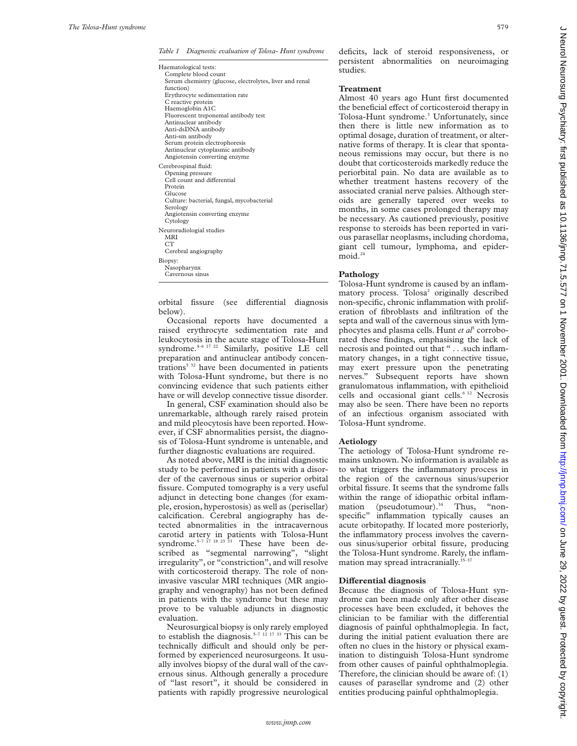*Table 1 Diagnostic evaluation of Tolosa- Hunt syndrome*

Haematological tests:
- Complete blood count
- Serum chemistry (glucose, electrolytes, liver and renal function)
- Erythrocyte sedimentation rate
- C reactive protein
- Haemoglobin A1C
- Fluorescent treponemal antibody test
- Antinuclear antibody
- Anti-dsDNA antibody
- Anti-sm antibody
- Serum protein electrophoresis
- Antinuclear cytoplasmic antibody
- Angiotensin converting enzyme

Cerebrospinal fluid:
- Opening pressure
- Cell count and differential
- Protein
- Glucose
- Culture: bacterial, fungal, mycobacterial
- Serology
- Angiotensin converting enzyme
- Cytology

Neuroradiologial studies
- MRI
- CT
- Cerebral angiography

Biopsy:
- Nasopharynx
- Cavernous sinus

orbital fissure (see differential diagnosis below).

Occasional reports have documented a raised erythrocyte sedimentation rate and leukocytosis in the acute stage of Tolosa-Hunt syndrome.[4–6 17 22] Similarly, positive LE cell preparation and antinuclear antibody concentrations[5 32] have been documented in patients with Tolosa-Hunt syndrome, but there is no convincing evidence that such patients either have or will develop connective tissue disorder.

In general, CSF examination should also be unremarkable, although rarely raised protein and mild pleocytosis have been reported. However, if CSF abnormalities persist, the diagnosis of Tolosa-Hunt syndrome is untenable, and further diagnostic evaluations are required.

As noted above, MRI is the initial diagnostic study to be performed in patients with a disorder of the cavernous sinus or superior orbital fissure. Computed tomography is a very useful adjunct in detecting bone changes (for example, erosion, hyperostosis) as well as (perisellar) calcification. Cerebral angiography has detected abnormalities in the intracavernous carotid artery in patients with Tolosa-Hunt syndrome.[5–7 17 18 23 33] These have been described as "segmental narrowing", "slight irregularity", or "constriction", and will resolve with corticosteroid therapy. The role of non-invasive vascular MRI techniques (MR angiography and venography) has not been defined in patients with the syndrome but these may prove to be valuable adjuncts in diagnostic evaluation.

Neurosurgical biopsy is only rarely employed to establish the diagnosis.[5–7 12 17 33] This can be technically difficult and should only be performed by experienced neurosurgeons. It usually involves biopsy of the dural wall of the cavernous sinus. Although generally a procedure of "last resort", it should be considered in patients with rapidly progressive neurological deficits, lack of steroid responsiveness, or persistent abnormalities on neuroimaging studies.

## Treatment

Almost 40 years ago Hunt first documented the beneficial effect of corticosteroid therapy in Tolosa-Hunt syndrome.[3] Unfortunately, since then there is little new information as to optimal dosage, duration of treatment, or alternative forms of therapy. It is clear that spontaneous remissions may occur, but there is no doubt that corticosteroids markedly reduce the periorbital pain. No data are available as to whether treatment hastens recovery of the associated cranial nerve palsies. Although steroids are generally tapered over weeks to months, in some cases prolonged therapy may be necessary. As cautioned previously, positive response to steroids has been reported in various parasellar neoplasms, including chordoma, giant cell tumour, lymphoma, and epidermoid.[24]

## Pathology

Tolosa-Hunt syndrome is caused by an inflammatory process. Tolosa[2] originally described non-specific, chronic inflammation with proliferation of fibroblasts and infiltration of the septa and wall of the cavernous sinus with lymphocytes and plasma cells. Hunt *et al*[3] corroborated these findings, emphasising the lack of necrosis and pointed out that " . . .such inflammatory changes, in a tight connective tissue, may exert pressure upon the penetrating nerves." Subsequent reports have shown granulomatous inflammation, with epithelioid cells and occasional giant cells.[6 12] Necrosis may also be seen. There have been no reports of an infectious organism associated with Tolosa-Hunt syndrome.

## Aetiology

The aetiology of Tolosa-Hunt syndrome remains unknown. No information is available as to what triggers the inflammatory process in the region of the cavernous sinus/superior orbital fissure. It seems that the syndrome falls within the range of idiopathic orbital inflammation (pseudotumour).[34] Thus, "non-specific" inflammation typically causes an acute orbitopathy. If located more posteriorly, the inflammatory process involves the cavernous sinus/superior orbital fissure, producing the Tolosa-Hunt syndrome. Rarely, the inflammation may spread intracranially.[35–37]

## Differential diagnosis

Because the diagnosis of Tolosa-Hunt syndrome can be made only after other disease processes have been excluded, it behoves the clinician to be familiar with the differential diagnosis of painful ophthalmoplegia. In fact, during the initial patient evaluation there are often no clues in the history or physical examination to distinguish Tolosa-Hunt syndrome from other causes of painful ophthalmoplegia. Therefore, the clinician should be aware of: (1) causes of parasellar syndrome and (2) other entities producing painful ophthalmoplegia.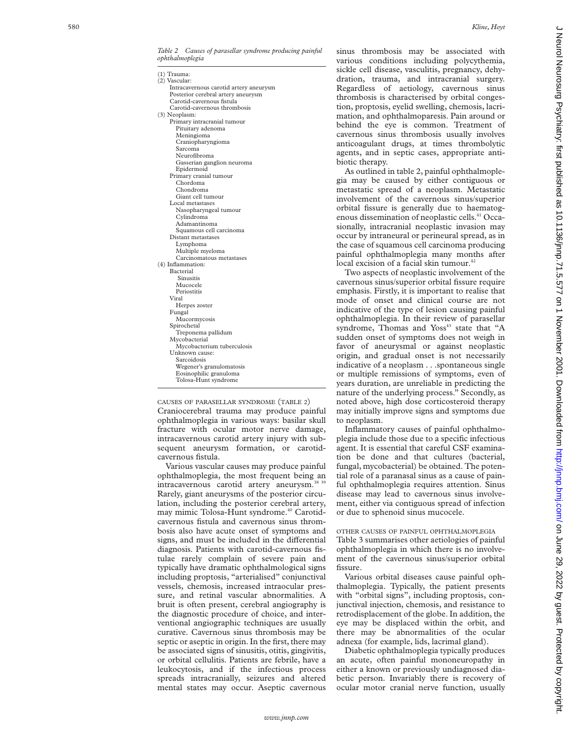*Table 2 Causes of parasellar syndrome producing painful ophthalmoplegia*

(1) Trauma:
(2) Vascular:
- Intracavernous carotid artery aneurysm
- Posterior cerebral artery aneurysm
- Carotid-cavernous fistula
- Carotid-cavernous thrombosis

(3) Neoplasm:
- Primary intracranial tumour
  - Pituitary adenoma
  - Meningioma
  - Craniopharyngioma
  - Sarcoma
  - Neurofibroma
  - Gasserian ganglion neuroma
  - Epidermoid
- Primary cranial tumour
  - Chordoma
  - Chondroma
  - Giant cell tumour
- Local metastases
  - Nasopharyngeal tumour
  - Cylindroma
  - Adamantinoma
  - Squamous cell carcinoma
- Distant metastases
  - Lymphoma
  - Multiple myeloma
  - Carcinomatous metastases

(4) Inflammation:
- Bacterial
  - Sinusitis
  - Mucocele
  - Periostitis
- Viral
  - Herpes zoster
- Fungal
  - Mucormycosis
- Spirochetal
  - Treponema pallidum
- Mycobacterial
  - Mycobacterium tuberculosis
- Unknown cause:
  - Sarcoidosis
  - Wegener's granulomatosis
  - Eosinophilic granuloma
  - Tolosa-Hunt syndrome

### CAUSES OF PARASELLAR SYNDROME (TABLE 2)

Craniocerebral trauma may produce painful ophthalmoplegia in various ways: basilar skull fracture with ocular motor nerve damage, intracavernous carotid artery injury with subsequent aneurysm formation, or carotid-cavernous fistula.

Various vascular causes may produce painful ophthalmoplegia, the most frequent being an intracavernous carotid artery aneurysm.[38 39] Rarely, giant aneurysms of the posterior circulation, including the posterior cerebral artery, may mimic Tolosa-Hunt syndrome.[40] Carotid-cavernous fistula and cavernous sinus thrombosis also have acute onset of symptoms and signs, and must be included in the differential diagnosis. Patients with carotid-cavernous fistulae rarely complain of severe pain and typically have dramatic ophthalmological signs including proptosis, "arterialised" conjunctival vessels, chemosis, increased intraocular pressure, and retinal vascular abnormalities. A bruit is often present, cerebral angiography is the diagnostic procedure of choice, and interventional angiographic techniques are usually curative. Cavernous sinus thrombosis may be septic or aseptic in origin. In the first, there may be associated signs of sinusitis, otitis, gingivitis, or orbital cellulitis. Patients are febrile, have a leukocytosis, and if the infectious process spreads intracranially, seizures and altered mental states may occur. Aseptic cavernous sinus thrombosis may be associated with various conditions including polycythemia, sickle cell disease, vasculitis, pregnancy, dehydration, trauma, and intracranial surgery. Regardless of aetiology, cavernous sinus thrombosis is characterised by orbital congestion, proptosis, eyelid swelling, chemosis, lacrimation, and ophthalmoparesis. Pain around or behind the eye is common. Treatment of cavernous sinus thrombosis usually involves anticoagulant drugs, at times thrombolytic agents, and in septic cases, appropriate antibiotic therapy.

As outlined in table 2, painful ophthalmoplegia may be caused by either contiguous or metastatic spread of a neoplasm. Metastatic involvement of the cavernous sinus/superior orbital fissure is generally due to haematogenous dissemination of neoplastic cells.[41] Occasionally, intracranial neoplastic invasion may occur by intraneural or perineural spread, as in the case of squamous cell carcinoma producing painful ophthalmoplegia many months after local excision of a facial skin tumour.[42]

Two aspects of neoplastic involvement of the cavernous sinus/superior orbital fissure require emphasis. Firstly, it is important to realise that mode of onset and clinical course are not indicative of the type of lesion causing painful ophthalmoplegia. In their review of parasellar syndrome, Thomas and Yoss[43] state that "A sudden onset of symptoms does not weigh in favor of aneurysmal or against neoplastic origin, and gradual onset is not necessarily indicative of a neoplasm . . .spontaneous single or multiple remissions of symptoms, even of years duration, are unreliable in predicting the nature of the underlying process." Secondly, as noted above, high dose corticosteroid therapy may initially improve signs and symptoms due to neoplasm.

Inflammatory causes of painful ophthalmoplegia include those due to a specific infectious agent. It is essential that careful CSF examination be done and that cultures (bacterial, fungal, mycobacterial) be obtained. The potential role of a paranasal sinus as a cause of painful ophthalmoplegia requires attention. Sinus disease may lead to cavernous sinus involvement, either via contiguous spread of infection or due to sphenoid sinus mucocele.

### OTHER CAUSES OF PAINFUL OPHTHALMOPLEGIA

Table 3 summarises other aetiologies of painful ophthalmoplegia in which there is no involvement of the cavernous sinus/superior orbital fissure.

Various orbital diseases cause painful ophthalmoplegia. Typically, the patient presents with "orbital signs", including proptosis, conjunctival injection, chemosis, and resistance to retrodisplacement of the globe. In addition, the eye may be displaced within the orbit, and there may be abnormalities of the ocular adnexa (for example, lids, lacrimal gland).

Diabetic ophthalmoplegia typically produces an acute, often painful mononeuropathy in either a known or previously undiagnosed diabetic person. Invariably there is recovery of ocular motor cranial nerve function, usually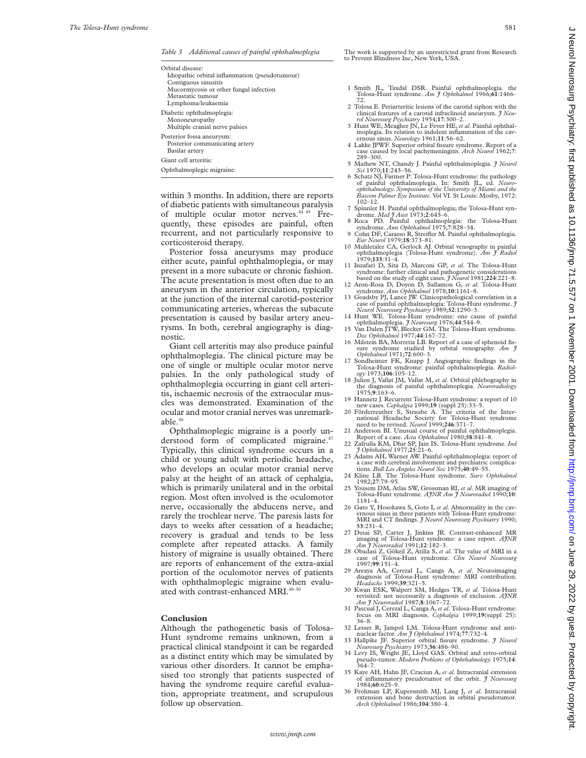*Table 3 Additional causes of painful ophthalmoplegia*

| |
|---|
| Orbital disease: |
| Idiopathic orbital inflammation (pseudotumour) |
| Contiguous sinusitis |
| Mucormycosis or other fungal infection |
| Metastatic tumour |
| Lymphoma/leukaemia |
| Diabetic ophthalmoplegia: |
| Mononeuropathy |
| Multiple cranial nerve palsies |
| Posterior fossa aneurysm: |
| Posterior communicating artery |
| Basilar artery |
| Giant cell arteritis: |
| Ophthalmoplegic migraine: |

within 3 months. In addition, there are reports of diabetic patients with simultaneous paralysis of multiple ocular motor nerves.[44 45] Frequently, these episodes are painful, often recurrent, and not particularly responsive to corticosteroid therapy.

Posterior fossa aneurysms may produce either acute, painful ophthalmoplegia, or may present in a more subacute or chronic fashion. The acute presentation is most often due to an aneurysm in the anterior circulation, typically at the junction of the internal carotid-posterior communicating arteries, whereas the subacute presentation is caused by basilar artery aneurysms. In both, cerebral angiography is diagnostic.

Giant cell arteritis may also produce painful ophthalmoplegia. The clinical picture may be one of single or multiple ocular motor nerve palsies. In the only pathological study of ophthalmoplegia occurring in giant cell arteritis, ischaemic necrosis of the extraocular muscles was demonstrated. Examination of the ocular and motor cranial nerves was unremarkable.[46]

Ophthalmoplegic migraine is a poorly understood form of complicated migraine.[47] Typically, this clinical syndrome occurs in a child or young adult with periodic headache, who develops an ocular motor cranial nerve palsy at the height of an attack of cephalgia, which is primarily unilateral and in the orbital region. Most often involved is the oculomotor nerve, occasionally the abducens nerve, and rarely the trochlear nerve. The paresis lasts for days to weeks after cessation of a headache; recovery is gradual and tends to be less complete after repeated attacks. A family history of migraine is usually obtained. There are reports of enhancement of the extra-axial portion of the oculomotor nerves of patients with ophthalmoplegic migraine when evaluated with contrast-enhanced MRI.[48–50]

## Conclusion

Although the pathogenetic basis of Tolosa-Hunt syndrome remains unknown, from a practical clinical standpoint it can be regarded as a distinct entity which may be simulated by various other disorders. It cannot be emphasised too strongly that patients suspected of having the syndrome require careful evaluation, appropriate treatment, and scrupulous follow up observation.

The work is supported by an unrestricted grant from Research to Prevent Blindness Inc, New York, USA.

1 Smith JL, Taxdal DSR. Painful ophthalmoplegia. the Tolosa-Hunt syndrome. *Am J Ophthalmol* 1966;**61**:1466–72.
2 Tolosa E. Periarteritic lesions of the carotid siphon with the clinical features of a carotid infraclinoid aneurysm. *J Neurol Neurosurg Psychiatry* 1954;**17**:300–2.
3 Hunt WE, Meagher JN, Le Fever HE, *et al*. Painful ophthalmoplegia. Its relation to indolent inflammation of the cavernous sinus. *Neurology* 1961;**11**:56–62.
4 Lakke JPWF. Superior orbital fissure syndrome. Report of a case caused by local pachymeningitis. *Arch Neurol* 1962;**7**: 289–300.
5 Mathew NT, Chandy J. Painful ophthalmoplegia. *J Neurol Sci* 1970;**11**:243–56.
6 Schatz NJ, Farmer P: Tolosa-Hunt syndrome: the pathology of painful ophthalmoplegia. In: Smith JL, ed. *Neuro-ophthalmology. Symposium of the University of Miami and the Bascom Palmer Eye Institute*. Vol VI. St Louis: Mosby, 1972: 102–12.
7 Spinnler H. Painful ophthalmoplegia; the Tolosa-Hunt syndrome. *Med J Aust* 1973;**2**:645–6.
8 Roca PD. Painful ophthalmoplegia: the Tolosa-Hunt syndrome. *Ann Ophthalmol* 1975;**7**:828–34.
9 Cohn DF, Carasso R, Streifler M. Painful ophthalmoplegia. *Eur Neurol* 1979;**18**:373–81.
10 Muhletaler CA, Gerlock AJ. Orbital venography in painful ophthalmoplegia (Tolosa-Hunt syndrome). *Am J Radiol* 1979;**133**:31–4.
11 Inzafari D, Sita D, Marconi GP, *et al*. The Tolosa-Hunt syndrome: further clinical and pathogenetic considerations based on the study of eight cases. *J Neurol* 1981;**224**:221–8.
12 Aron-Rosa D, Doyon D, Sallamon G, *et al*. Tolosa-Hunt syndrome. *Ann Ophthalmol* 1978;**10**:1161–8.
13 Goadsby PJ, Lance JW. Clinicopathological correlation in a case of painful ophthalmoplegia: Tolosa-Hunt syndrome. *J Neurol Neurosurg Psychiatry* 1989;**52**:1290–3.
14 Hunt WE. Tolosa-Hunt syndrome: one cause of painful ophthalmoplegia. *J Neurosurg* 1976;**44**:544–9.
15 Van Dalen JTW, Blecker GM. The Tolosa-Hunt syndrome. *Doc Ophthalmol* 1977;**44**:167–72.
16 Milstein BA, Morretia LB. Report of a case of sphenoid fissure syndrome studied by orbital venography. *Am J Ophthalmol* 1971;**72**:600–3.
17 Sondheimer FK, Knapp J. Angiographic findings in the Tolosa-Hunt syndrome: painful ophthalmoplegia. *Radiology* 1973;**106**:105–12.
18 Julien J, Vallat JM, Vallat M, *et al*. Orbital phlebography in the diagnosis of painful ophthalmoplegia. *Neuroradiology* 1975;**9**:163–6.
19 Hannetz J. Recurrent Tolosa-Hunt syndrome: a report of 10 new cases. *Cephalgia* 1999;**19** (suppl 25):33–5.
20 Förderreuther S, Straube A. The criteria of the International Headache Society for Tolosa-Hunt syndrome need to be revised. *Neurol* 1999;**246**:371–7.
21 Anderson BI. Unusual course of painful ophthalmoplegia. Report of a case. *Acta Ophthalmol* 1980;**58**:841–8.
22 Zafrulla KM, Dhir SP, Jain IS. Tolosa-Hunt syndrome. *Ind J Ophthalmol* 1977;**25**:21–6.
23 Adams AH, Warner AW. Painful ophthalmoplegia: report of a case with cerebral involvement and psychiatric complications. *Bull Los Angeles Neurol Soc* 1975;**40**:49–55.
24 Kline LB. The Tolosa-Hunt syndrome. *Surv Ophthalmol* 1982;**27**:79–95.
25 Yousem DM, Atlas SW, Grossman RI, *et al*. MR imaging of Tolosa-Hunt syndrome. *AJNR Am J Neuroradiol* 1990;**10**: 1181–4.
26 Gato Y, Hosokawa S, Goto I, *et al*. Abnormality in the cavernous sinus in three patients with Tolosa-Hunt syndrome: MRI and CT findings. *J Neurol Neurosurg Psychiatry* 1990; **53**:231–4.
27 Desai SP, Carter J, Jinkins JR. Contrast-enhanced MR imaging of Tolosa-Hunt syndrome: a case report. *AJNR Am J Neuroradiol* 1991;**12**:182–3.
28 Obadasi Z, Gökeil Z, Atilla S, *et al*. The value of MRI in a case of Tolosa-Hunt syndrome. *Clin Neurol Neurosurg* 1997;**99**:151–4.
29 Areaya AA, Cerezal L, Canga A, *et al*. Neuroimaging diagnosis of Tolosa-Hunt syndrome: MRI contribution. *Headache* 1999;**39**:321–5.
30 Kwan ESK, Walpert SM, Hedges TR, *et al*. Tolosa-Hunt revisited: not necessarily a diagnosis of exclusion. *AJNR Am J Neuroradiol* 1987;**8**:1067–72.
31 Pascual J, Cerezal L, Canga A, *et al*. Tolosa-Hunt syndrome: focus on MRI diagnosis. *Cephalgia* 1999;**19**(suppl 25): 36–8.
32 Lesser R, Jampol LM. Tolosa-Hunt syndrome and antinuclear factor. *Am J Ophthalmol* 1974;**77**:732–4.
33 Hallpike JF. Superior orbital fissure syndrome. *J Neurol Neurosurg Psychiatry* 1973;**36**:486–90.
34 Levy IS, Wright JE, Lloyd GAS. Orbital and retro-orbital pseudo-tumor. *Modern Problems of Ophthalmology* 1975;**14**: 364–7.
35 Kaye AH, Hahn JF, Craciun A, *et al*. Intracranial extension of inflammatory pseudotumor of the orbit. *J Neurosurg* 1984;**60**:625–9.
36 Frohman LP, Kupersmith MJ, Lang J, *et al*. Intracranial extension and bone destruction in orbital pseudotumor. *Arch Ophthalmol* 1986;**104**:380–4.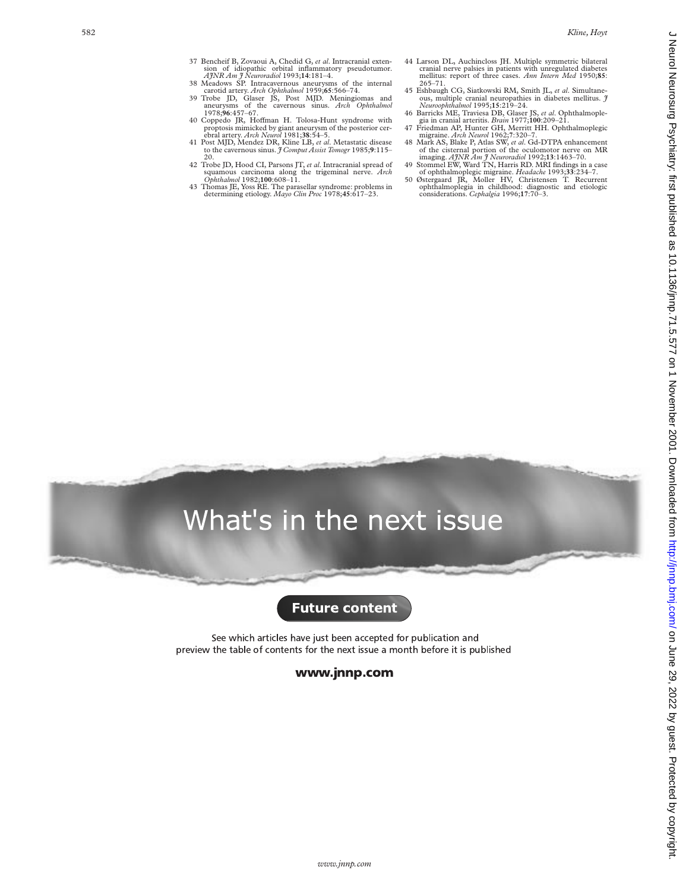37 Bencheif B, Zovaoui A, Chedid G, *et al*. Intracranial extension of idiopathic orbital inflammatory pseudotumor. *AJNR Am J Neuroradiol* 1993;**14**:181–4.

38 Meadows SP. Intracavernous aneurysms of the internal carotid artery. *Arch Ophthalmol* 1959;**65**:566–74.

39 Trobe JD, Glaser JS, Post MJD. Meningiomas and aneurysms of the cavernous sinus. *Arch Ophthalmol* 1978;**96**:457–67.

40 Coppedo JR, Hoffman H. Tolosa-Hunt syndrome with proptosis mimicked by giant aneurysm of the posterior cerebral artery. *Arch Neurol* 1981;**38**:54–5.

41 Post MJD, Mendez DR, Kline LB, *et al*. Metastatic disease to the cavernous sinus. *J Comput Assist Tomogr* 1985;**9**:115–20.

42 Trobe JD, Hood CI, Parsons JT, *et al*. Intracranial spread of squamous carcinoma along the trigeminal nerve. *Arch Ophthalmol* 1982;**100**:608–11.

43 Thomas JE, Yoss RE. The parasellar syndrome: problems in determining etiology. *Mayo Clin Proc* 1978;**45**:617–23.

44 Larson DL, Auchincloss JH. Multiple symmetric bilateral cranial nerve palsies in patients with unregulated diabetes mellitus: report of three cases. *Ann Intern Med* 1950;**85**: 265–71.

45 Eshbaugh CG, Siatkowski RM, Smith JL, *et al*. Simultaneous, multiple cranial neuropathies in diabetes mellitus. *J Neuroophthalmol* 1995;**15**:219–24.

46 Barricks ME, Traviesa DB, Glaser JS, *et al*. Ophthalmoplegia in cranial arteritis. *Brain* 1977;**100**:209–21.

47 Friedman AP, Hunter GH, Merritt HH. Ophthalmoplegic migraine. *Arch Neurol* 1962;**7**:320–7.

48 Mark AS, Blake P, Atlas SW, *et al*. Gd-DTPA enhancement of the cisternal portion of the oculomotor nerve on MR imaging. *AJNR Am J Neuroradiol* 1992;**13**:1463–70.

49 Stommel EW, Ward TN, Harris RD. MRI findings in a case of ophthalmoplegic migraine. *Headache* 1993;**33**:234–7.

50 Østergaard JR, Moller HV, Christensen T. Recurrent ophthalmoplegia in childhood: diagnostic and etiologic considerations. *Cephalgia* 1996;**17**:70–3.

# What's in the next issue

**Future content**

See which articles have just been accepted for publication and preview the table of contents for the next issue a month before it is published

**www.jnnp.com**